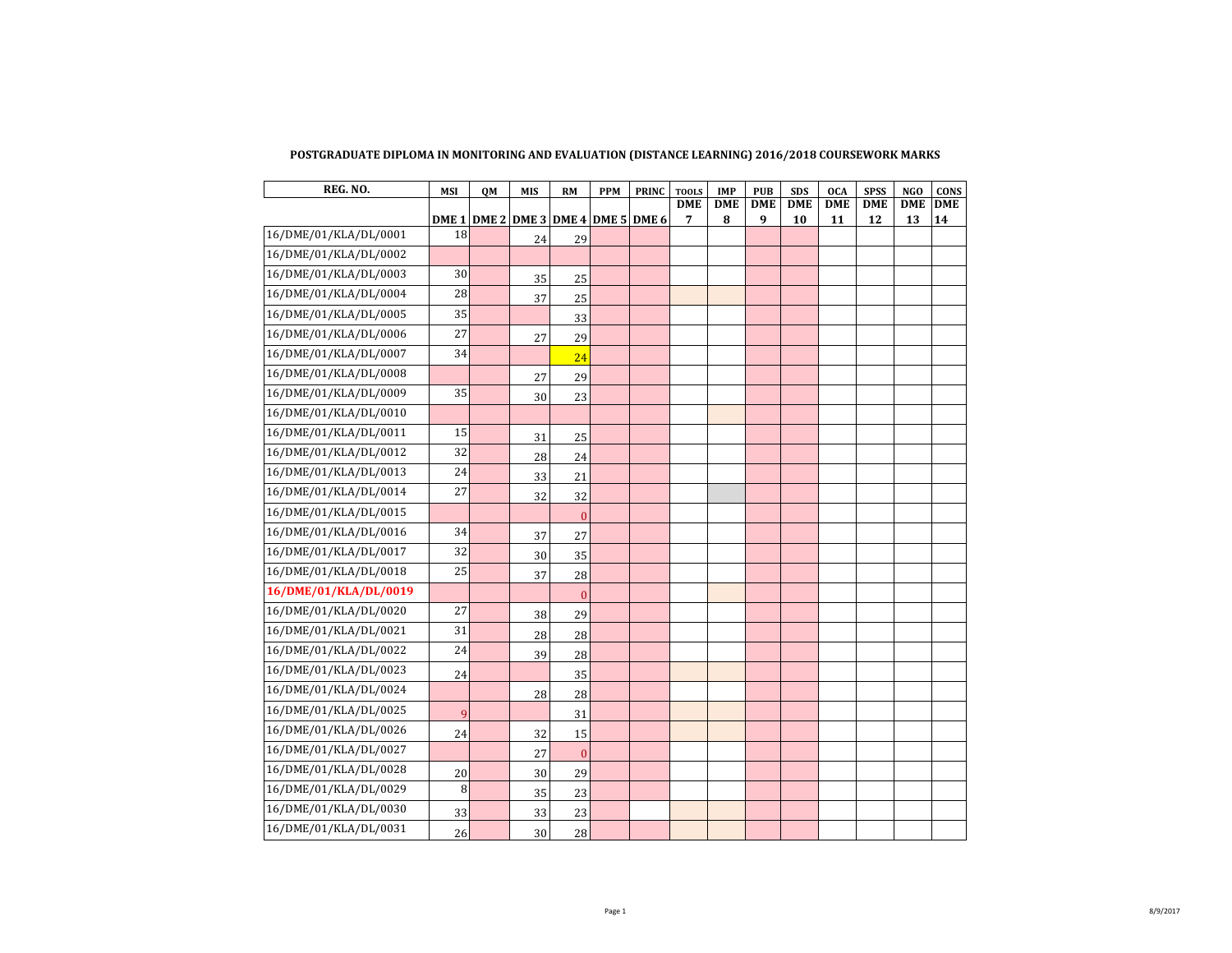**POSTGRADUATE DIPLOMA IN MONITORING AND EVALUATION (DISTANCE LEARNING) 2016/2018 COURSEWORK MARKS**

| REG. NO. | MSI | QM | MIS | RM | PPM | PRINC | TOOLS | IMP | PUB | SDS | OCA | SPSS | NGO | CONS |
|---|---|---|---|---|---|---|---|---|---|---|---|---|---|---|
| | DME 1 | DME 2 | DME 3 | DME 4 | DME 5 | DME 6 | DME 7 | DME 8 | DME 9 | DME 10 | DME 11 | DME 12 | DME 13 | DME 14 |
| 16/DME/01/KLA/DL/0001 | 18 | | 24 | 29 | | | | | | | | | | |
| 16/DME/01/KLA/DL/0002 | | | | | | | | | | | | | | |
| 16/DME/01/KLA/DL/0003 | 30 | | 35 | 25 | | | | | | | | | | |
| 16/DME/01/KLA/DL/0004 | 28 | | 37 | 25 | | | | | | | | | | |
| 16/DME/01/KLA/DL/0005 | 35 | | | 33 | | | | | | | | | | |
| 16/DME/01/KLA/DL/0006 | 27 | | 27 | 29 | | | | | | | | | | |
| 16/DME/01/KLA/DL/0007 | 34 | | | 24 | | | | | | | | | | |
| 16/DME/01/KLA/DL/0008 | | | 27 | 29 | | | | | | | | | | |
| 16/DME/01/KLA/DL/0009 | 35 | | 30 | 23 | | | | | | | | | | |
| 16/DME/01/KLA/DL/0010 | | | | | | | | | | | | | | |
| 16/DME/01/KLA/DL/0011 | 15 | | 31 | 25 | | | | | | | | | | |
| 16/DME/01/KLA/DL/0012 | 32 | | 28 | 24 | | | | | | | | | | |
| 16/DME/01/KLA/DL/0013 | 24 | | 33 | 21 | | | | | | | | | | |
| 16/DME/01/KLA/DL/0014 | 27 | | 32 | 32 | | | | | | | | | | |
| 16/DME/01/KLA/DL/0015 | | | | 0 | | | | | | | | | | |
| 16/DME/01/KLA/DL/0016 | 34 | | 37 | 27 | | | | | | | | | | |
| 16/DME/01/KLA/DL/0017 | 32 | | 30 | 35 | | | | | | | | | | |
| 16/DME/01/KLA/DL/0018 | 25 | | 37 | 28 | | | | | | | | | | |
| **16/DME/01/KLA/DL/0019** | | | | 0 | | | | | | | | | | |
| 16/DME/01/KLA/DL/0020 | 27 | | 38 | 29 | | | | | | | | | | |
| 16/DME/01/KLA/DL/0021 | 31 | | 28 | 28 | | | | | | | | | | |
| 16/DME/01/KLA/DL/0022 | 24 | | 39 | 28 | | | | | | | | | | |
| 16/DME/01/KLA/DL/0023 | 24 | | | 35 | | | | | | | | | | |
| 16/DME/01/KLA/DL/0024 | | | 28 | 28 | | | | | | | | | | |
| 16/DME/01/KLA/DL/0025 | 9 | | | 31 | | | | | | | | | | |
| 16/DME/01/KLA/DL/0026 | 24 | | 32 | 15 | | | | | | | | | | |
| 16/DME/01/KLA/DL/0027 | | | 27 | 0 | | | | | | | | | | |
| 16/DME/01/KLA/DL/0028 | 20 | | 30 | 29 | | | | | | | | | | |
| 16/DME/01/KLA/DL/0029 | 8 | | 35 | 23 | | | | | | | | | | |
| 16/DME/01/KLA/DL/0030 | 33 | | 33 | 23 | | | | | | | | | | |
| 16/DME/01/KLA/DL/0031 | 26 | | 30 | 28 | | | | | | | | | | |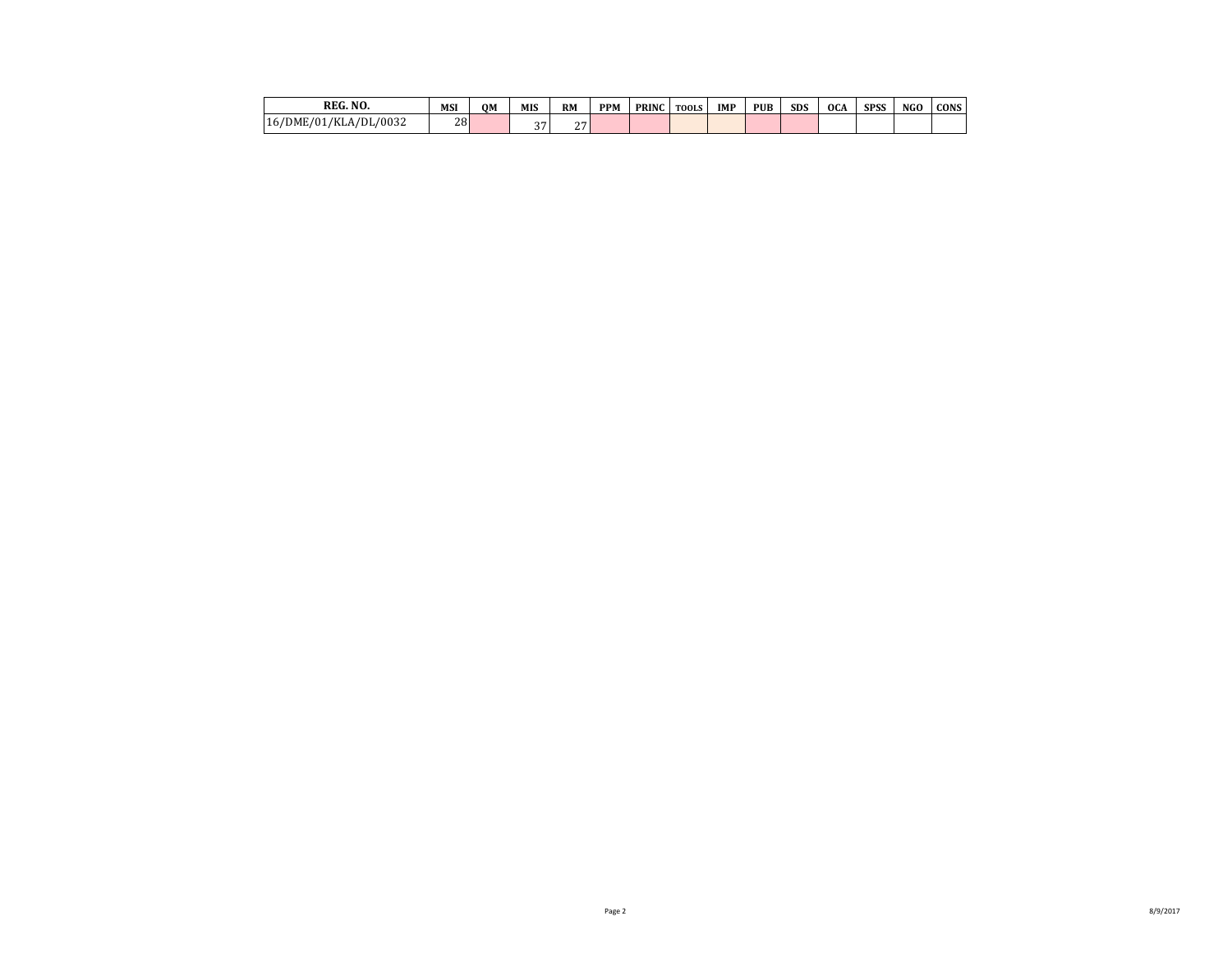| REG. NO. | MSI | QM | MIS | RM | PPM | PRINC | TOOLS | IMP | PUB | SDS | OCA | SPSS | NGO | CONS |
|---|---|---|---|---|---|---|---|---|---|---|---|---|---|---|
| 16/DME/01/KLA/DL/0032 | 28 | | 37 | 27 | | | | | | | | | | |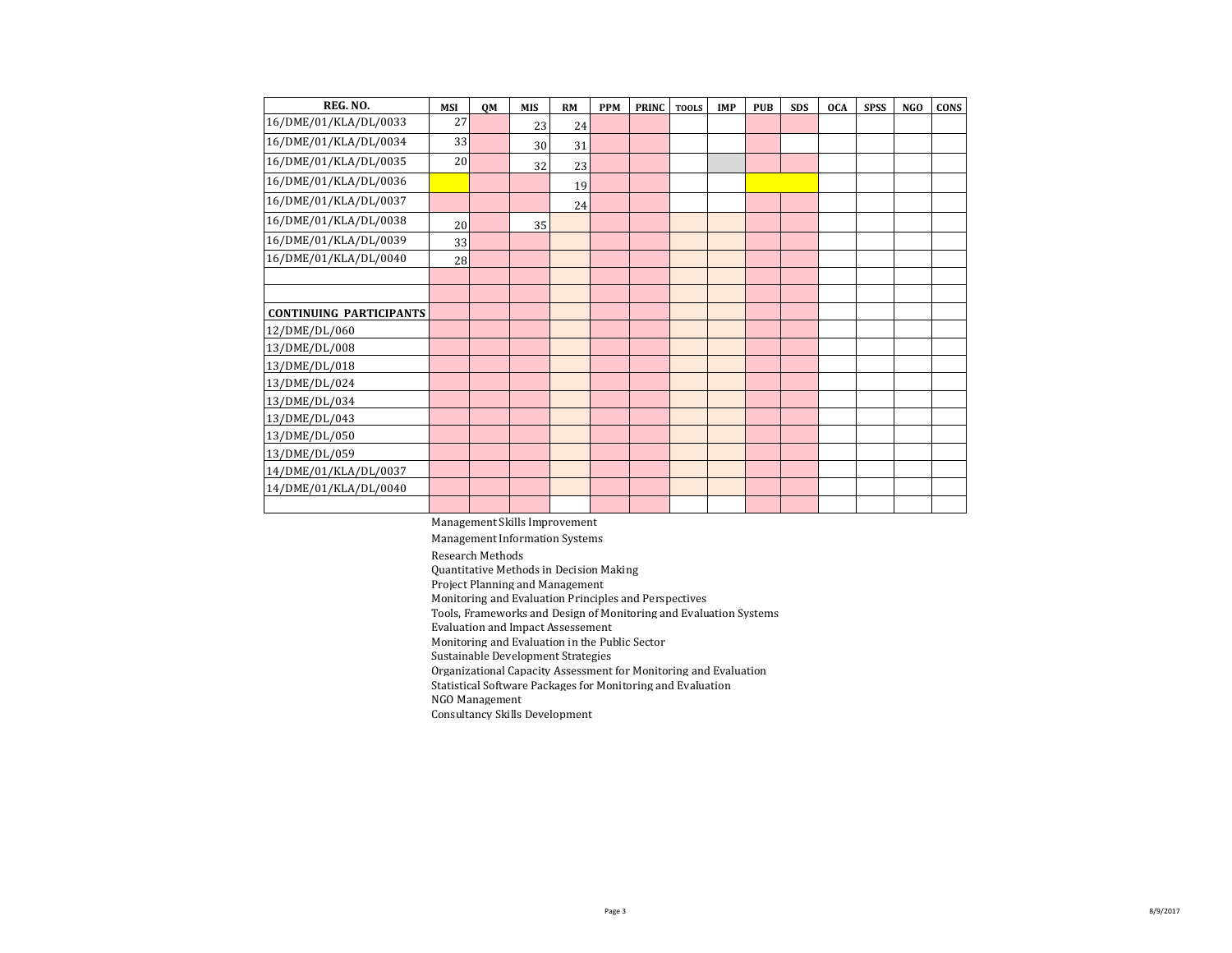| REG. NO. | MSI | QM | MIS | RM | PPM | PRINC | TOOLS | IMP | PUB | SDS | OCA | SPSS | NGO | CONS |
|---|---|---|---|---|---|---|---|---|---|---|---|---|---|---|
| 16/DME/01/KLA/DL/0033 | 27 | | 23 | 24 | | | | | | | | | | |
| 16/DME/01/KLA/DL/0034 | 33 | | 30 | 31 | | | | | | | | | | |
| 16/DME/01/KLA/DL/0035 | 20 | | 32 | 23 | | | | | | | | | | |
| 16/DME/01/KLA/DL/0036 | | | | 19 | | | | | | | | | | |
| 16/DME/01/KLA/DL/0037 | | | | 24 | | | | | | | | | | |
| 16/DME/01/KLA/DL/0038 | 20 | | 35 | | | | | | | | | | | |
| 16/DME/01/KLA/DL/0039 | 33 | | | | | | | | | | | | | |
| 16/DME/01/KLA/DL/0040 | 28 | | | | | | | | | | | | | |
| | | | | | | | | | | | | | | |
| | | | | | | | | | | | | | | |
| **CONTINUING PARTICIPANTS** | | | | | | | | | | | | | | |
| 12/DME/DL/060 | | | | | | | | | | | | | | |
| 13/DME/DL/008 | | | | | | | | | | | | | | |
| 13/DME/DL/018 | | | | | | | | | | | | | | |
| 13/DME/DL/024 | | | | | | | | | | | | | | |
| 13/DME/DL/034 | | | | | | | | | | | | | | |
| 13/DME/DL/043 | | | | | | | | | | | | | | |
| 13/DME/DL/050 | | | | | | | | | | | | | | |
| 13/DME/DL/059 | | | | | | | | | | | | | | |
| 14/DME/01/KLA/DL/0037 | | | | | | | | | | | | | | |
| 14/DME/01/KLA/DL/0040 | | | | | | | | | | | | | | |
| | | | | | | | | | | | | | | |

Management Skills Improvement
Management Information Systems
Research Methods
Quantitative Methods in Decision Making
Project Planning and Management
Monitoring and Evaluation Principles and Perspectives
Tools, Frameworks and Design of Monitoring and Evaluation Systems
Evaluation and Impact Assessement
Monitoring and Evaluation in the Public Sector
Sustainable Development Strategies
Organizational Capacity Assessment for Monitoring and Evaluation
Statistical Software Packages for Monitoring and Evaluation
NGO Management
Consultancy Skills Development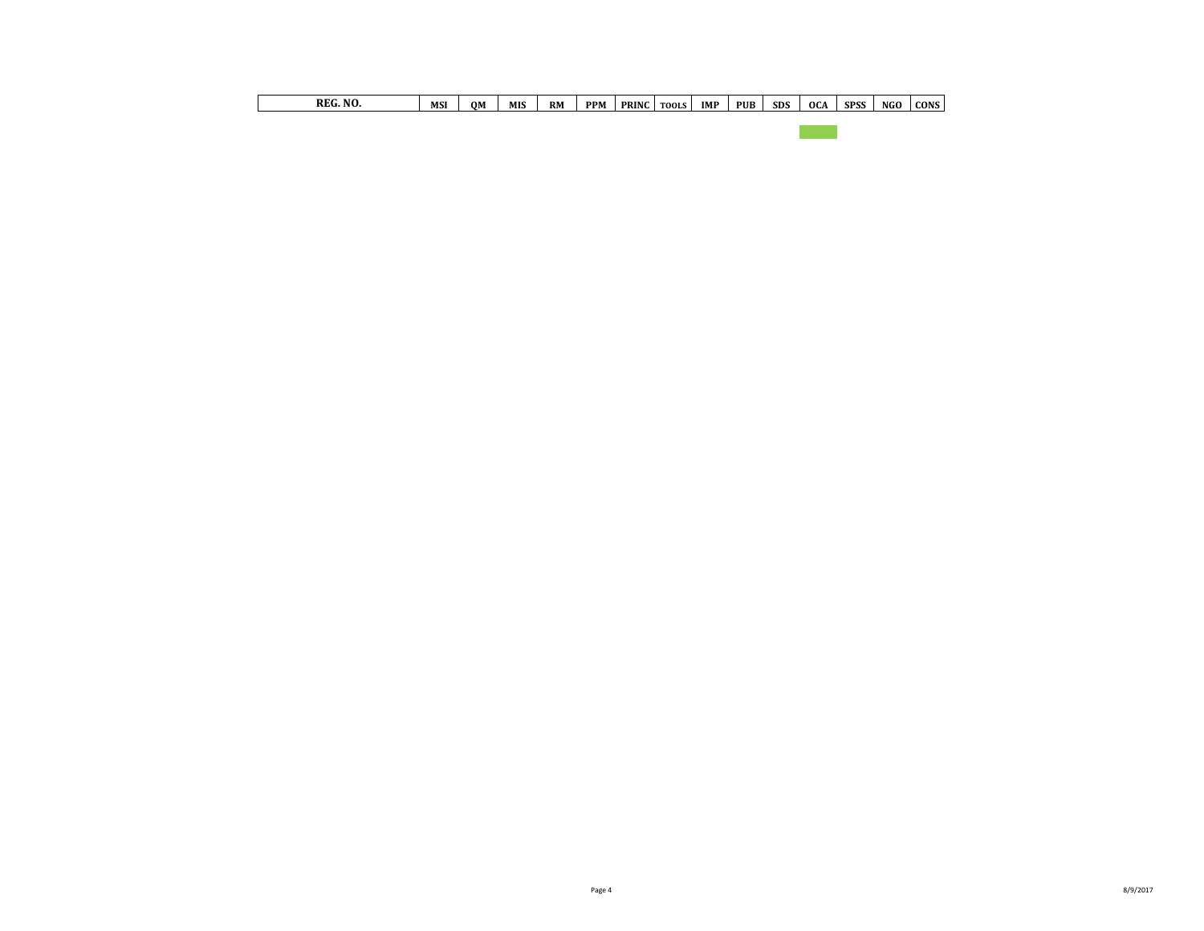| REG. NO. | MSI | QM | MIS | RM | PPM | PRINC | TOOLS | IMP | PUB | SDS | OCA | SPSS | NGO | CONS |
|---|---|---|---|---|---|---|---|---|---|---|---|---|---|---|